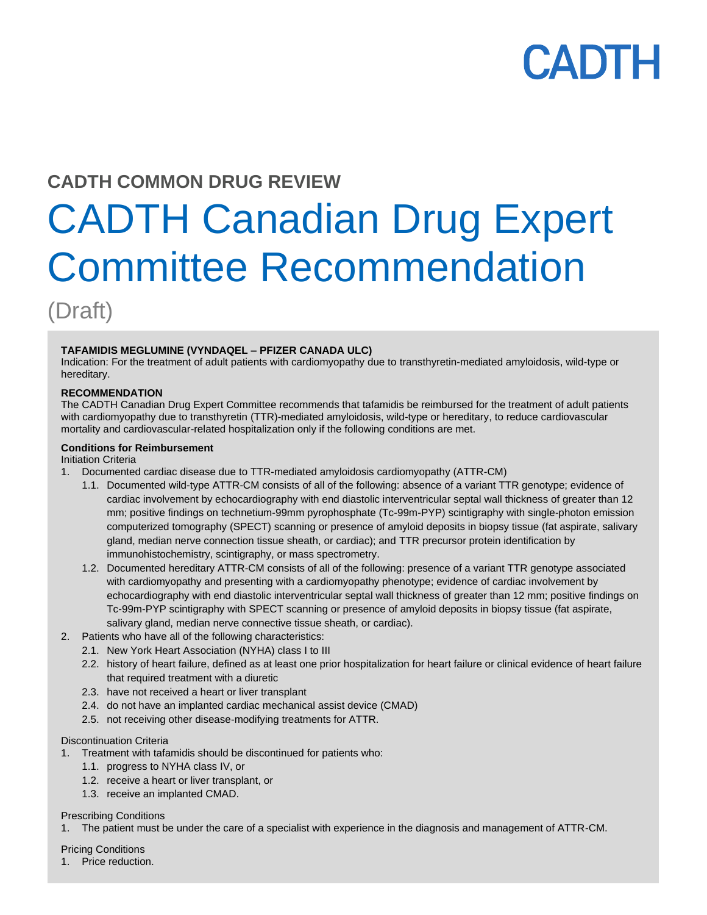CADTH

**CADTH COMMON DRUG REVIEW**

# CADTH Canadian Drug Expert Committee Recommendation

(Draft)

**TAFAMIDIS MEGLUMINE (VYNDAQEL – PFIZER CANADA ULC)**

Indication: For the treatment of adult patients with cardiomyopathy due to transthyretin-mediated amyloidosis, wild-type or hereditary.

**RECOMMENDATION**

The CADTH Canadian Drug Expert Committee recommends that tafamidis be reimbursed for the treatment of adult patients with cardiomyopathy due to transthyretin (TTR)-mediated amyloidosis, wild-type or hereditary, to reduce cardiovascular mortality and cardiovascular-related hospitalization only if the following conditions are met.

**Conditions for Reimbursement**

Initiation Criteria

1. Documented cardiac disease due to TTR-mediated amyloidosis cardiomyopathy (ATTR-CM)
   1.1. Documented wild-type ATTR-CM consists of all of the following: absence of a variant TTR genotype; evidence of cardiac involvement by echocardiography with end diastolic interventricular septal wall thickness of greater than 12 mm; positive findings on technetium-99mm pyrophosphate (Tc-99m-PYP) scintigraphy with single-photon emission computerized tomography (SPECT) scanning or presence of amyloid deposits in biopsy tissue (fat aspirate, salivary gland, median nerve connection tissue sheath, or cardiac); and TTR precursor protein identification by immunohistochemistry, scintigraphy, or mass spectrometry.
   1.2. Documented hereditary ATTR-CM consists of all of the following: presence of a variant TTR genotype associated with cardiomyopathy and presenting with a cardiomyopathy phenotype; evidence of cardiac involvement by echocardiography with end diastolic interventricular septal wall thickness of greater than 12 mm; positive findings on Tc-99m-PYP scintigraphy with SPECT scanning or presence of amyloid deposits in biopsy tissue (fat aspirate, salivary gland, median nerve connective tissue sheath, or cardiac).
2. Patients who have all of the following characteristics:
   2.1. New York Heart Association (NYHA) class I to III
   2.2. history of heart failure, defined as at least one prior hospitalization for heart failure or clinical evidence of heart failure that required treatment with a diuretic
   2.3. have not received a heart or liver transplant
   2.4. do not have an implanted cardiac mechanical assist device (CMAD)
   2.5. not receiving other disease-modifying treatments for ATTR.

Discontinuation Criteria

1. Treatment with tafamidis should be discontinued for patients who:
   1.1. progress to NYHA class IV, or
   1.2. receive a heart or liver transplant, or
   1.3. receive an implanted CMAD.

Prescribing Conditions

1. The patient must be under the care of a specialist with experience in the diagnosis and management of ATTR-CM.

Pricing Conditions

1. Price reduction.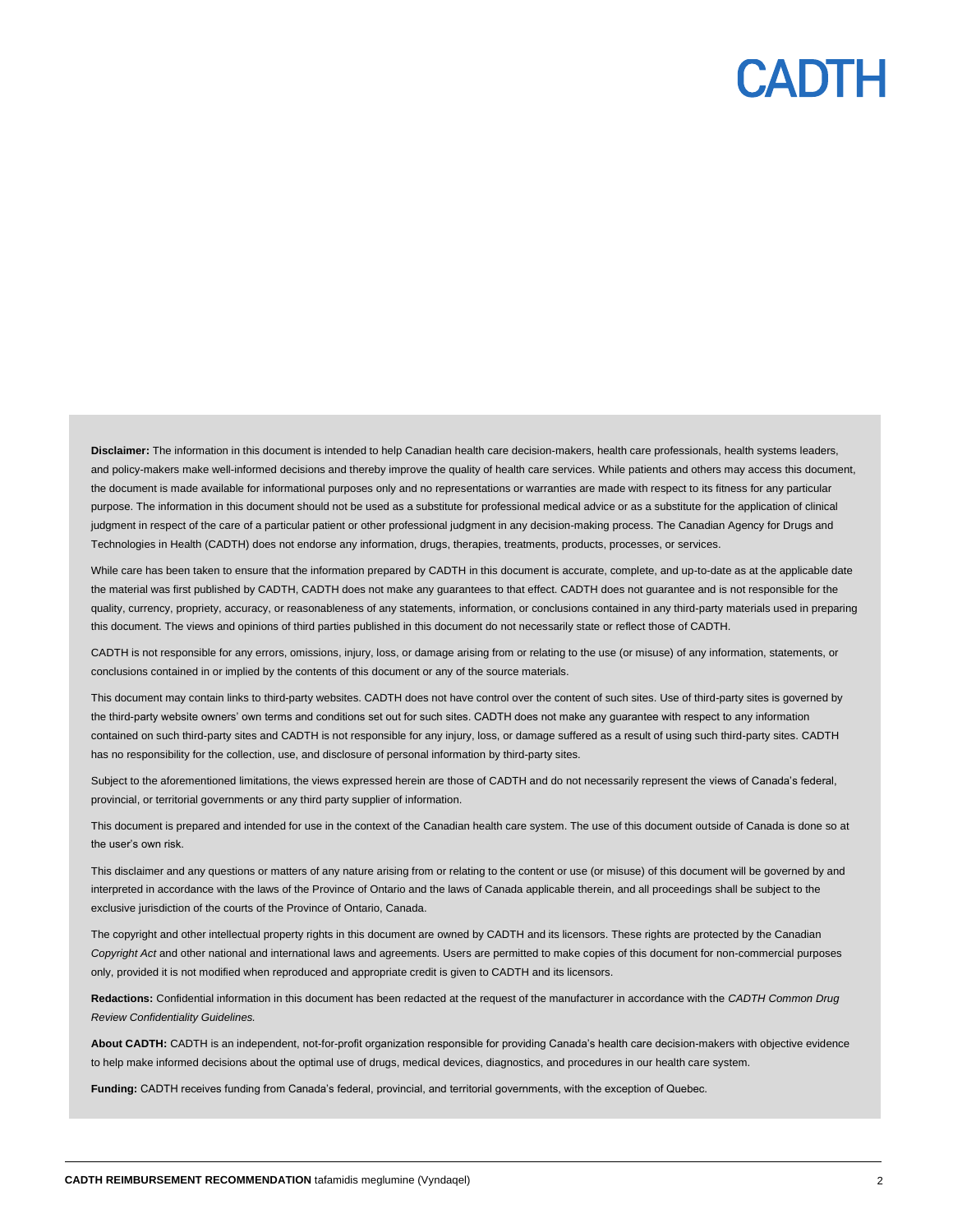**Disclaimer:** The information in this document is intended to help Canadian health care decision-makers, health care professionals, health systems leaders, and policy-makers make well-informed decisions and thereby improve the quality of health care services. While patients and others may access this document, the document is made available for informational purposes only and no representations or warranties are made with respect to its fitness for any particular purpose. The information in this document should not be used as a substitute for professional medical advice or as a substitute for the application of clinical judgment in respect of the care of a particular patient or other professional judgment in any decision-making process. The Canadian Agency for Drugs and Technologies in Health (CADTH) does not endorse any information, drugs, therapies, treatments, products, processes, or services.

While care has been taken to ensure that the information prepared by CADTH in this document is accurate, complete, and up-to-date as at the applicable date the material was first published by CADTH, CADTH does not make any guarantees to that effect. CADTH does not guarantee and is not responsible for the quality, currency, propriety, accuracy, or reasonableness of any statements, information, or conclusions contained in any third-party materials used in preparing this document. The views and opinions of third parties published in this document do not necessarily state or reflect those of CADTH.

CADTH is not responsible for any errors, omissions, injury, loss, or damage arising from or relating to the use (or misuse) of any information, statements, or conclusions contained in or implied by the contents of this document or any of the source materials.

This document may contain links to third-party websites. CADTH does not have control over the content of such sites. Use of third-party sites is governed by the third-party website owners' own terms and conditions set out for such sites. CADTH does not make any guarantee with respect to any information contained on such third-party sites and CADTH is not responsible for any injury, loss, or damage suffered as a result of using such third-party sites. CADTH has no responsibility for the collection, use, and disclosure of personal information by third-party sites.

Subject to the aforementioned limitations, the views expressed herein are those of CADTH and do not necessarily represent the views of Canada's federal, provincial, or territorial governments or any third party supplier of information.

This document is prepared and intended for use in the context of the Canadian health care system. The use of this document outside of Canada is done so at the user's own risk.

This disclaimer and any questions or matters of any nature arising from or relating to the content or use (or misuse) of this document will be governed by and interpreted in accordance with the laws of the Province of Ontario and the laws of Canada applicable therein, and all proceedings shall be subject to the exclusive jurisdiction of the courts of the Province of Ontario, Canada.

The copyright and other intellectual property rights in this document are owned by CADTH and its licensors. These rights are protected by the Canadian *Copyright Act* and other national and international laws and agreements. Users are permitted to make copies of this document for non-commercial purposes only, provided it is not modified when reproduced and appropriate credit is given to CADTH and its licensors.

**Redactions:** Confidential information in this document has been redacted at the request of the manufacturer in accordance with the *CADTH Common Drug Review Confidentiality Guidelines.*

**About CADTH:** CADTH is an independent, not-for-profit organization responsible for providing Canada's health care decision-makers with objective evidence to help make informed decisions about the optimal use of drugs, medical devices, diagnostics, and procedures in our health care system.

**Funding:** CADTH receives funding from Canada's federal, provincial, and territorial governments, with the exception of Quebec.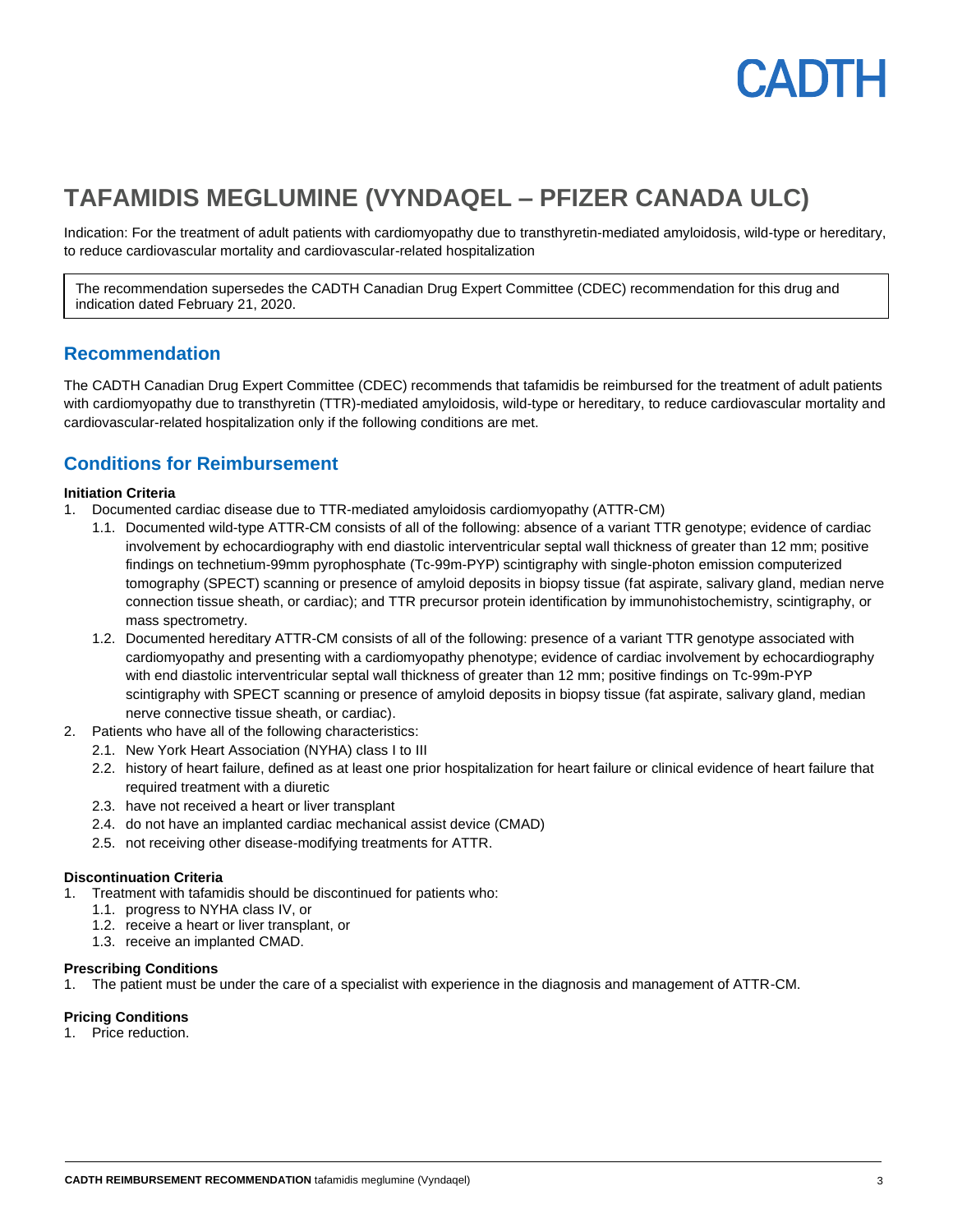# TAFAMIDIS MEGLUMINE (VYNDAQEL – PFIZER CANADA ULC)

Indication: For the treatment of adult patients with cardiomyopathy due to transthyretin-mediated amyloidosis, wild-type or hereditary, to reduce cardiovascular mortality and cardiovascular-related hospitalization

> The recommendation supersedes the CADTH Canadian Drug Expert Committee (CDEC) recommendation for this drug and indication dated February 21, 2020.

## Recommendation

The CADTH Canadian Drug Expert Committee (CDEC) recommends that tafamidis be reimbursed for the treatment of adult patients with cardiomyopathy due to transthyretin (TTR)-mediated amyloidosis, wild-type or hereditary, to reduce cardiovascular mortality and cardiovascular-related hospitalization only if the following conditions are met.

## Conditions for Reimbursement

**Initiation Criteria**

1. Documented cardiac disease due to TTR-mediated amyloidosis cardiomyopathy (ATTR-CM)
   1.1. Documented wild-type ATTR-CM consists of all of the following: absence of a variant TTR genotype; evidence of cardiac involvement by echocardiography with end diastolic interventricular septal wall thickness of greater than 12 mm; positive findings on technetium-99mm pyrophosphate (Tc-99m-PYP) scintigraphy with single-photon emission computerized tomography (SPECT) scanning or presence of amyloid deposits in biopsy tissue (fat aspirate, salivary gland, median nerve connection tissue sheath, or cardiac); and TTR precursor protein identification by immunohistochemistry, scintigraphy, or mass spectrometry.
   1.2. Documented hereditary ATTR-CM consists of all of the following: presence of a variant TTR genotype associated with cardiomyopathy and presenting with a cardiomyopathy phenotype; evidence of cardiac involvement by echocardiography with end diastolic interventricular septal wall thickness of greater than 12 mm; positive findings on Tc-99m-PYP scintigraphy with SPECT scanning or presence of amyloid deposits in biopsy tissue (fat aspirate, salivary gland, median nerve connective tissue sheath, or cardiac).
2. Patients who have all of the following characteristics:
   2.1. New York Heart Association (NYHA) class I to III
   2.2. history of heart failure, defined as at least one prior hospitalization for heart failure or clinical evidence of heart failure that required treatment with a diuretic
   2.3. have not received a heart or liver transplant
   2.4. do not have an implanted cardiac mechanical assist device (CMAD)
   2.5. not receiving other disease-modifying treatments for ATTR.

**Discontinuation Criteria**

1. Treatment with tafamidis should be discontinued for patients who:
   1.1. progress to NYHA class IV, or
   1.2. receive a heart or liver transplant, or
   1.3. receive an implanted CMAD.

**Prescribing Conditions**

1. The patient must be under the care of a specialist with experience in the diagnosis and management of ATTR-CM.

**Pricing Conditions**

1. Price reduction.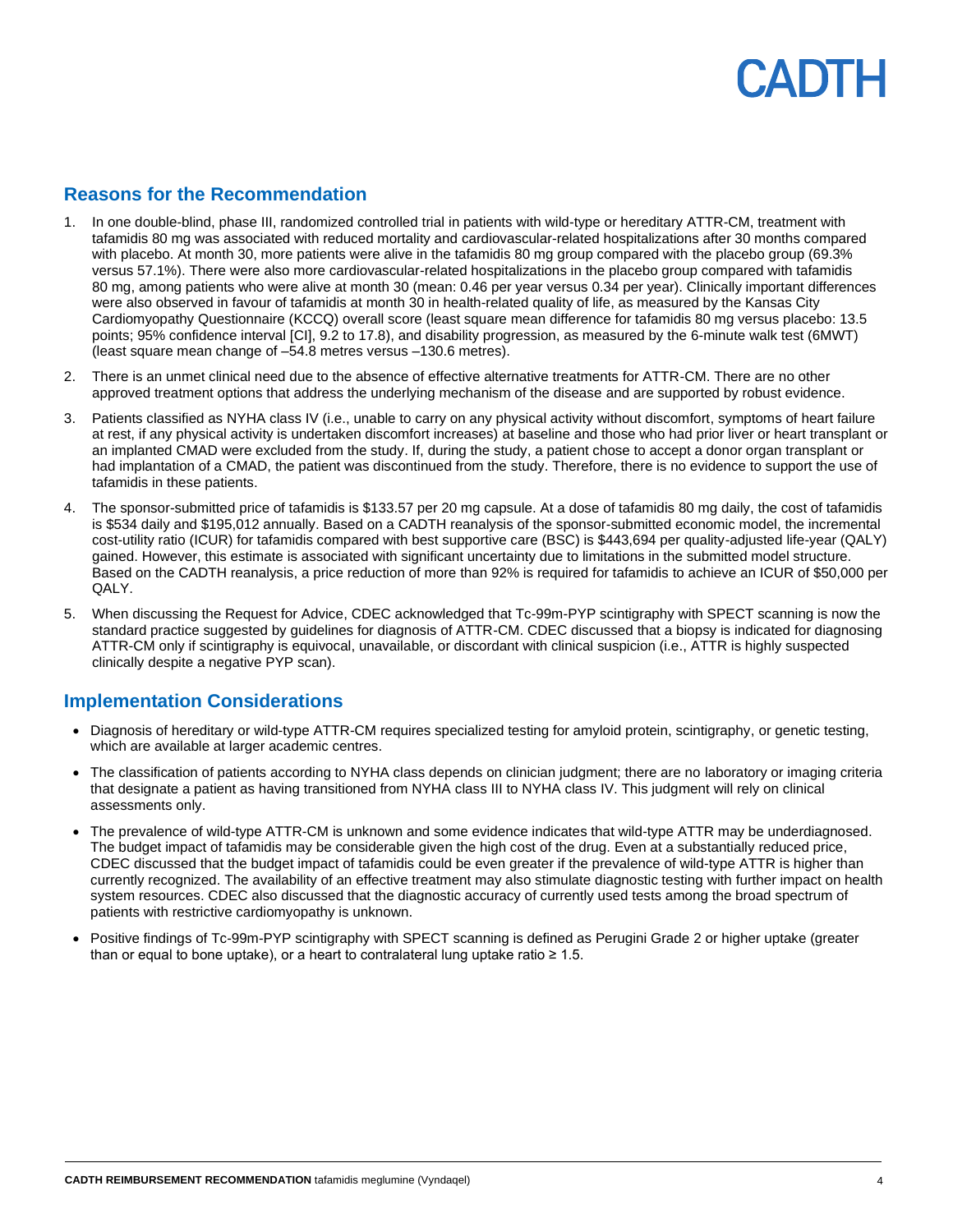## Reasons for the Recommendation

1. In one double-blind, phase III, randomized controlled trial in patients with wild-type or hereditary ATTR-CM, treatment with tafamidis 80 mg was associated with reduced mortality and cardiovascular-related hospitalizations after 30 months compared with placebo. At month 30, more patients were alive in the tafamidis 80 mg group compared with the placebo group (69.3% versus 57.1%). There were also more cardiovascular-related hospitalizations in the placebo group compared with tafamidis 80 mg, among patients who were alive at month 30 (mean: 0.46 per year versus 0.34 per year). Clinically important differences were also observed in favour of tafamidis at month 30 in health-related quality of life, as measured by the Kansas City Cardiomyopathy Questionnaire (KCCQ) overall score (least square mean difference for tafamidis 80 mg versus placebo: 13.5 points; 95% confidence interval [CI], 9.2 to 17.8), and disability progression, as measured by the 6-minute walk test (6MWT) (least square mean change of –54.8 metres versus –130.6 metres).
2. There is an unmet clinical need due to the absence of effective alternative treatments for ATTR-CM. There are no other approved treatment options that address the underlying mechanism of the disease and are supported by robust evidence.
3. Patients classified as NYHA class IV (i.e., unable to carry on any physical activity without discomfort, symptoms of heart failure at rest, if any physical activity is undertaken discomfort increases) at baseline and those who had prior liver or heart transplant or an implanted CMAD were excluded from the study. If, during the study, a patient chose to accept a donor organ transplant or had implantation of a CMAD, the patient was discontinued from the study. Therefore, there is no evidence to support the use of tafamidis in these patients.
4. The sponsor-submitted price of tafamidis is $133.57 per 20 mg capsule. At a dose of tafamidis 80 mg daily, the cost of tafamidis is $534 daily and $195,012 annually. Based on a CADTH reanalysis of the sponsor-submitted economic model, the incremental cost-utility ratio (ICUR) for tafamidis compared with best supportive care (BSC) is $443,694 per quality-adjusted life-year (QALY) gained. However, this estimate is associated with significant uncertainty due to limitations in the submitted model structure. Based on the CADTH reanalysis, a price reduction of more than 92% is required for tafamidis to achieve an ICUR of $50,000 per QALY.
5. When discussing the Request for Advice, CDEC acknowledged that Tc-99m-PYP scintigraphy with SPECT scanning is now the standard practice suggested by guidelines for diagnosis of ATTR-CM. CDEC discussed that a biopsy is indicated for diagnosing ATTR-CM only if scintigraphy is equivocal, unavailable, or discordant with clinical suspicion (i.e., ATTR is highly suspected clinically despite a negative PYP scan).

## Implementation Considerations

- Diagnosis of hereditary or wild-type ATTR-CM requires specialized testing for amyloid protein, scintigraphy, or genetic testing, which are available at larger academic centres.
- The classification of patients according to NYHA class depends on clinician judgment; there are no laboratory or imaging criteria that designate a patient as having transitioned from NYHA class III to NYHA class IV. This judgment will rely on clinical assessments only.
- The prevalence of wild-type ATTR-CM is unknown and some evidence indicates that wild-type ATTR may be underdiagnosed. The budget impact of tafamidis may be considerable given the high cost of the drug. Even at a substantially reduced price, CDEC discussed that the budget impact of tafamidis could be even greater if the prevalence of wild-type ATTR is higher than currently recognized. The availability of an effective treatment may also stimulate diagnostic testing with further impact on health system resources. CDEC also discussed that the diagnostic accuracy of currently used tests among the broad spectrum of patients with restrictive cardiomyopathy is unknown.
- Positive findings of Tc-99m-PYP scintigraphy with SPECT scanning is defined as Perugini Grade 2 or higher uptake (greater than or equal to bone uptake), or a heart to contralateral lung uptake ratio ≥ 1.5.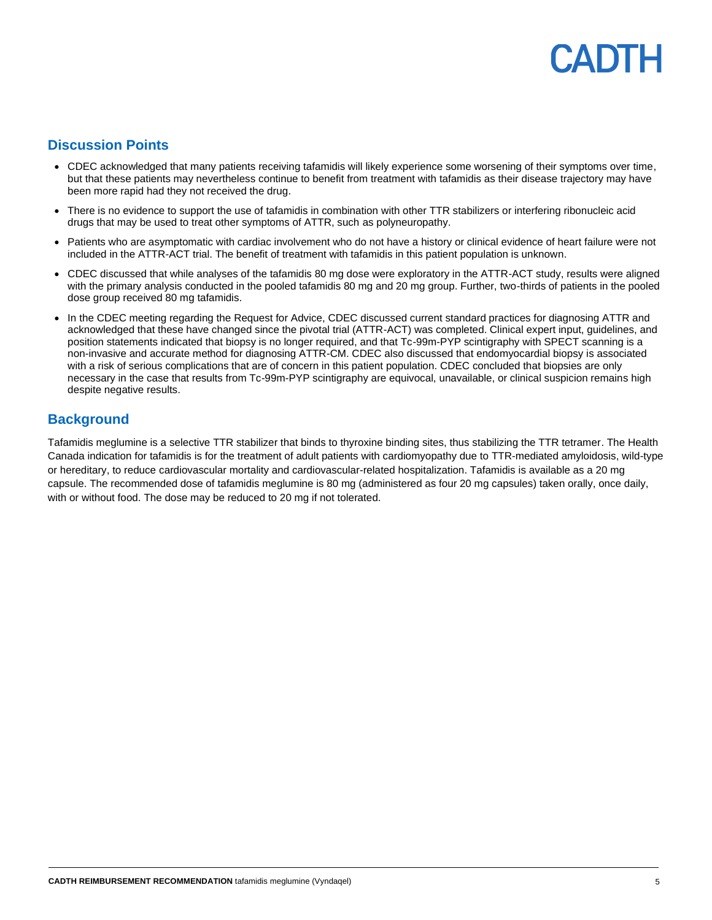## Discussion Points

- CDEC acknowledged that many patients receiving tafamidis will likely experience some worsening of their symptoms over time, but that these patients may nevertheless continue to benefit from treatment with tafamidis as their disease trajectory may have been more rapid had they not received the drug.
- There is no evidence to support the use of tafamidis in combination with other TTR stabilizers or interfering ribonucleic acid drugs that may be used to treat other symptoms of ATTR, such as polyneuropathy.
- Patients who are asymptomatic with cardiac involvement who do not have a history or clinical evidence of heart failure were not included in the ATTR-ACT trial. The benefit of treatment with tafamidis in this patient population is unknown.
- CDEC discussed that while analyses of the tafamidis 80 mg dose were exploratory in the ATTR-ACT study, results were aligned with the primary analysis conducted in the pooled tafamidis 80 mg and 20 mg group. Further, two-thirds of patients in the pooled dose group received 80 mg tafamidis.
- In the CDEC meeting regarding the Request for Advice, CDEC discussed current standard practices for diagnosing ATTR and acknowledged that these have changed since the pivotal trial (ATTR-ACT) was completed. Clinical expert input, guidelines, and position statements indicated that biopsy is no longer required, and that Tc-99m-PYP scintigraphy with SPECT scanning is a non-invasive and accurate method for diagnosing ATTR-CM. CDEC also discussed that endomyocardial biopsy is associated with a risk of serious complications that are of concern in this patient population. CDEC concluded that biopsies are only necessary in the case that results from Tc-99m-PYP scintigraphy are equivocal, unavailable, or clinical suspicion remains high despite negative results.

## Background

Tafamidis meglumine is a selective TTR stabilizer that binds to thyroxine binding sites, thus stabilizing the TTR tetramer. The Health Canada indication for tafamidis is for the treatment of adult patients with cardiomyopathy due to TTR-mediated amyloidosis, wild-type or hereditary, to reduce cardiovascular mortality and cardiovascular-related hospitalization. Tafamidis is available as a 20 mg capsule. The recommended dose of tafamidis meglumine is 80 mg (administered as four 20 mg capsules) taken orally, once daily, with or without food. The dose may be reduced to 20 mg if not tolerated.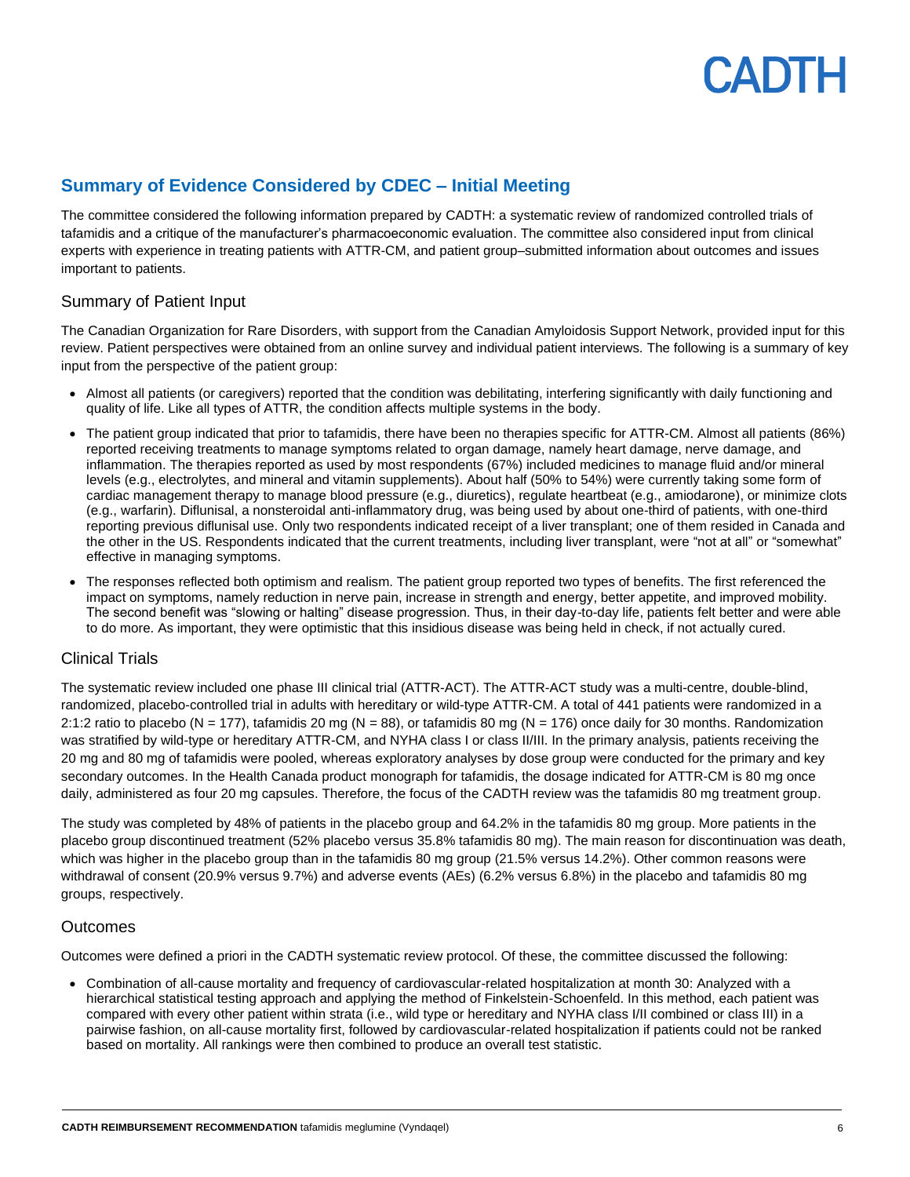## Summary of Evidence Considered by CDEC – Initial Meeting

The committee considered the following information prepared by CADTH: a systematic review of randomized controlled trials of tafamidis and a critique of the manufacturer's pharmacoeconomic evaluation. The committee also considered input from clinical experts with experience in treating patients with ATTR-CM, and patient group–submitted information about outcomes and issues important to patients.

### Summary of Patient Input

The Canadian Organization for Rare Disorders, with support from the Canadian Amyloidosis Support Network, provided input for this review. Patient perspectives were obtained from an online survey and individual patient interviews. The following is a summary of key input from the perspective of the patient group:

- Almost all patients (or caregivers) reported that the condition was debilitating, interfering significantly with daily functioning and quality of life. Like all types of ATTR, the condition affects multiple systems in the body.
- The patient group indicated that prior to tafamidis, there have been no therapies specific for ATTR-CM. Almost all patients (86%) reported receiving treatments to manage symptoms related to organ damage, namely heart damage, nerve damage, and inflammation. The therapies reported as used by most respondents (67%) included medicines to manage fluid and/or mineral levels (e.g., electrolytes, and mineral and vitamin supplements). About half (50% to 54%) were currently taking some form of cardiac management therapy to manage blood pressure (e.g., diuretics), regulate heartbeat (e.g., amiodarone), or minimize clots (e.g., warfarin). Diflunisal, a nonsteroidal anti-inflammatory drug, was being used by about one-third of patients, with one-third reporting previous diflunisal use. Only two respondents indicated receipt of a liver transplant; one of them resided in Canada and the other in the US. Respondents indicated that the current treatments, including liver transplant, were "not at all" or "somewhat" effective in managing symptoms.
- The responses reflected both optimism and realism. The patient group reported two types of benefits. The first referenced the impact on symptoms, namely reduction in nerve pain, increase in strength and energy, better appetite, and improved mobility. The second benefit was "slowing or halting" disease progression. Thus, in their day-to-day life, patients felt better and were able to do more. As important, they were optimistic that this insidious disease was being held in check, if not actually cured.

### Clinical Trials

The systematic review included one phase III clinical trial (ATTR-ACT). The ATTR-ACT study was a multi-centre, double-blind, randomized, placebo-controlled trial in adults with hereditary or wild-type ATTR-CM. A total of 441 patients were randomized in a 2:1:2 ratio to placebo (N = 177), tafamidis 20 mg (N = 88), or tafamidis 80 mg (N = 176) once daily for 30 months. Randomization was stratified by wild-type or hereditary ATTR-CM, and NYHA class I or class II/III. In the primary analysis, patients receiving the 20 mg and 80 mg of tafamidis were pooled, whereas exploratory analyses by dose group were conducted for the primary and key secondary outcomes. In the Health Canada product monograph for tafamidis, the dosage indicated for ATTR-CM is 80 mg once daily, administered as four 20 mg capsules. Therefore, the focus of the CADTH review was the tafamidis 80 mg treatment group.

The study was completed by 48% of patients in the placebo group and 64.2% in the tafamidis 80 mg group. More patients in the placebo group discontinued treatment (52% placebo versus 35.8% tafamidis 80 mg). The main reason for discontinuation was death, which was higher in the placebo group than in the tafamidis 80 mg group (21.5% versus 14.2%). Other common reasons were withdrawal of consent (20.9% versus 9.7%) and adverse events (AEs) (6.2% versus 6.8%) in the placebo and tafamidis 80 mg groups, respectively.

### Outcomes

Outcomes were defined a priori in the CADTH systematic review protocol. Of these, the committee discussed the following:

- Combination of all-cause mortality and frequency of cardiovascular-related hospitalization at month 30: Analyzed with a hierarchical statistical testing approach and applying the method of Finkelstein-Schoenfeld. In this method, each patient was compared with every other patient within strata (i.e., wild type or hereditary and NYHA class I/II combined or class III) in a pairwise fashion, on all-cause mortality first, followed by cardiovascular-related hospitalization if patients could not be ranked based on mortality. All rankings were then combined to produce an overall test statistic.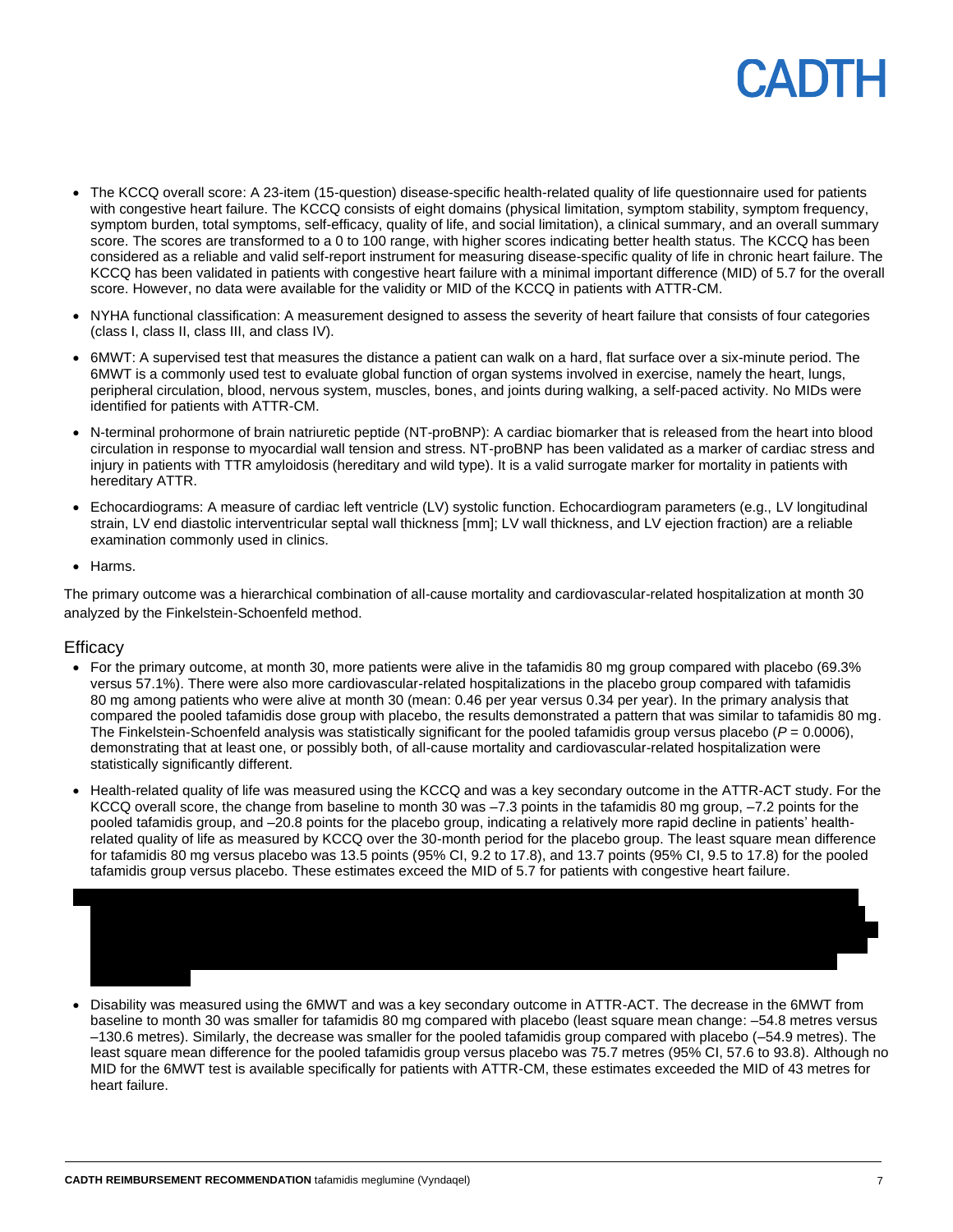- The KCCQ overall score: A 23-item (15-question) disease-specific health-related quality of life questionnaire used for patients with congestive heart failure. The KCCQ consists of eight domains (physical limitation, symptom stability, symptom frequency, symptom burden, total symptoms, self-efficacy, quality of life, and social limitation), a clinical summary, and an overall summary score. The scores are transformed to a 0 to 100 range, with higher scores indicating better health status. The KCCQ has been considered as a reliable and valid self-report instrument for measuring disease-specific quality of life in chronic heart failure. The KCCQ has been validated in patients with congestive heart failure with a minimal important difference (MID) of 5.7 for the overall score. However, no data were available for the validity or MID of the KCCQ in patients with ATTR-CM.
- NYHA functional classification: A measurement designed to assess the severity of heart failure that consists of four categories (class I, class II, class III, and class IV).
- 6MWT: A supervised test that measures the distance a patient can walk on a hard, flat surface over a six-minute period. The 6MWT is a commonly used test to evaluate global function of organ systems involved in exercise, namely the heart, lungs, peripheral circulation, blood, nervous system, muscles, bones, and joints during walking, a self-paced activity. No MIDs were identified for patients with ATTR-CM.
- N-terminal prohormone of brain natriuretic peptide (NT-proBNP): A cardiac biomarker that is released from the heart into blood circulation in response to myocardial wall tension and stress. NT-proBNP has been validated as a marker of cardiac stress and injury in patients with TTR amyloidosis (hereditary and wild type). It is a valid surrogate marker for mortality in patients with hereditary ATTR.
- Echocardiograms: A measure of cardiac left ventricle (LV) systolic function. Echocardiogram parameters (e.g., LV longitudinal strain, LV end diastolic interventricular septal wall thickness [mm]; LV wall thickness, and LV ejection fraction) are a reliable examination commonly used in clinics.
- Harms.

The primary outcome was a hierarchical combination of all-cause mortality and cardiovascular-related hospitalization at month 30 analyzed by the Finkelstein-Schoenfeld method.

## Efficacy

- For the primary outcome, at month 30, more patients were alive in the tafamidis 80 mg group compared with placebo (69.3% versus 57.1%). There were also more cardiovascular-related hospitalizations in the placebo group compared with tafamidis 80 mg among patients who were alive at month 30 (mean: 0.46 per year versus 0.34 per year). In the primary analysis that compared the pooled tafamidis dose group with placebo, the results demonstrated a pattern that was similar to tafamidis 80 mg. The Finkelstein-Schoenfeld analysis was statistically significant for the pooled tafamidis group versus placebo ($P = 0.0006$), demonstrating that at least one, or possibly both, of all-cause mortality and cardiovascular-related hospitalization were statistically significantly different.
- Health-related quality of life was measured using the KCCQ and was a key secondary outcome in the ATTR-ACT study. For the KCCQ overall score, the change from baseline to month 30 was –7.3 points in the tafamidis 80 mg group, –7.2 points for the pooled tafamidis group, and –20.8 points for the placebo group, indicating a relatively more rapid decline in patients' health-related quality of life as measured by KCCQ over the 30-month period for the placebo group. The least square mean difference for tafamidis 80 mg versus placebo was 13.5 points (95% CI, 9.2 to 17.8), and 13.7 points (95% CI, 9.5 to 17.8) for the pooled tafamidis group versus placebo. These estimates exceed the MID of 5.7 for patients with congestive heart failure.
- Disability was measured using the 6MWT and was a key secondary outcome in ATTR-ACT. The decrease in the 6MWT from baseline to month 30 was smaller for tafamidis 80 mg compared with placebo (least square mean change: –54.8 metres versus –130.6 metres). Similarly, the decrease was smaller for the pooled tafamidis group compared with placebo (–54.9 metres). The least square mean difference for the pooled tafamidis group versus placebo was 75.7 metres (95% CI, 57.6 to 93.8). Although no MID for the 6MWT test is available specifically for patients with ATTR-CM, these estimates exceeded the MID of 43 metres for heart failure.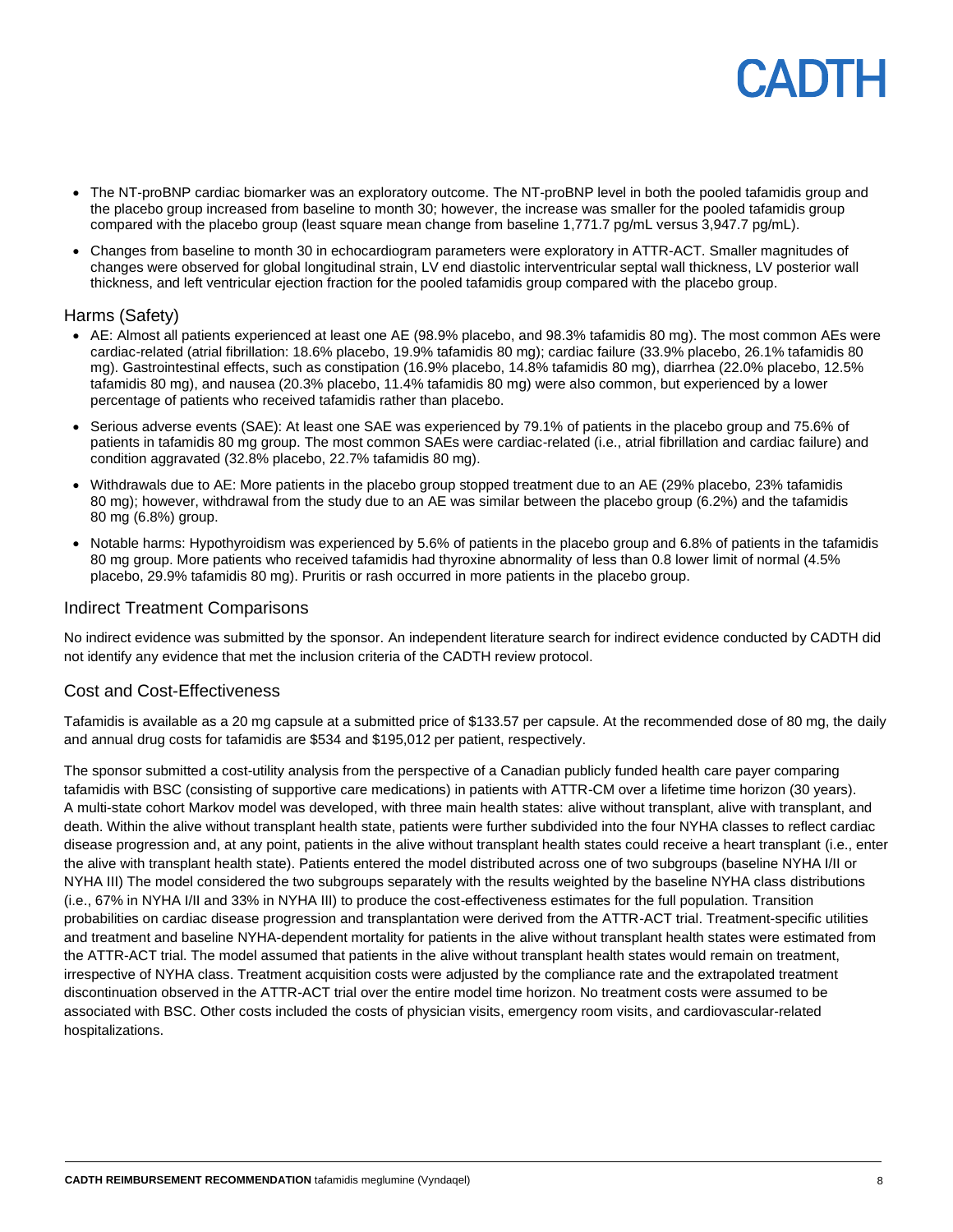- The NT-proBNP cardiac biomarker was an exploratory outcome. The NT-proBNP level in both the pooled tafamidis group and the placebo group increased from baseline to month 30; however, the increase was smaller for the pooled tafamidis group compared with the placebo group (least square mean change from baseline 1,771.7 pg/mL versus 3,947.7 pg/mL).
- Changes from baseline to month 30 in echocardiogram parameters were exploratory in ATTR-ACT. Smaller magnitudes of changes were observed for global longitudinal strain, LV end diastolic interventricular septal wall thickness, LV posterior wall thickness, and left ventricular ejection fraction for the pooled tafamidis group compared with the placebo group.

## Harms (Safety)

- AE: Almost all patients experienced at least one AE (98.9% placebo, and 98.3% tafamidis 80 mg). The most common AEs were cardiac-related (atrial fibrillation: 18.6% placebo, 19.9% tafamidis 80 mg); cardiac failure (33.9% placebo, 26.1% tafamidis 80 mg). Gastrointestinal effects, such as constipation (16.9% placebo, 14.8% tafamidis 80 mg), diarrhea (22.0% placebo, 12.5% tafamidis 80 mg), and nausea (20.3% placebo, 11.4% tafamidis 80 mg) were also common, but experienced by a lower percentage of patients who received tafamidis rather than placebo.
- Serious adverse events (SAE): At least one SAE was experienced by 79.1% of patients in the placebo group and 75.6% of patients in tafamidis 80 mg group. The most common SAEs were cardiac-related (i.e., atrial fibrillation and cardiac failure) and condition aggravated (32.8% placebo, 22.7% tafamidis 80 mg).
- Withdrawals due to AE: More patients in the placebo group stopped treatment due to an AE (29% placebo, 23% tafamidis 80 mg); however, withdrawal from the study due to an AE was similar between the placebo group (6.2%) and the tafamidis 80 mg (6.8%) group.
- Notable harms: Hypothyroidism was experienced by 5.6% of patients in the placebo group and 6.8% of patients in the tafamidis 80 mg group. More patients who received tafamidis had thyroxine abnormality of less than 0.8 lower limit of normal (4.5% placebo, 29.9% tafamidis 80 mg). Pruritis or rash occurred in more patients in the placebo group.

## Indirect Treatment Comparisons

No indirect evidence was submitted by the sponsor. An independent literature search for indirect evidence conducted by CADTH did not identify any evidence that met the inclusion criteria of the CADTH review protocol.

## Cost and Cost-Effectiveness

Tafamidis is available as a 20 mg capsule at a submitted price of $133.57 per capsule. At the recommended dose of 80 mg, the daily and annual drug costs for tafamidis are $534 and $195,012 per patient, respectively.

The sponsor submitted a cost-utility analysis from the perspective of a Canadian publicly funded health care payer comparing tafamidis with BSC (consisting of supportive care medications) in patients with ATTR-CM over a lifetime time horizon (30 years). A multi-state cohort Markov model was developed, with three main health states: alive without transplant, alive with transplant, and death. Within the alive without transplant health state, patients were further subdivided into the four NYHA classes to reflect cardiac disease progression and, at any point, patients in the alive without transplant health states could receive a heart transplant (i.e., enter the alive with transplant health state). Patients entered the model distributed across one of two subgroups (baseline NYHA I/II or NYHA III) The model considered the two subgroups separately with the results weighted by the baseline NYHA class distributions (i.e., 67% in NYHA I/II and 33% in NYHA III) to produce the cost-effectiveness estimates for the full population. Transition probabilities on cardiac disease progression and transplantation were derived from the ATTR-ACT trial. Treatment-specific utilities and treatment and baseline NYHA-dependent mortality for patients in the alive without transplant health states were estimated from the ATTR-ACT trial. The model assumed that patients in the alive without transplant health states would remain on treatment, irrespective of NYHA class. Treatment acquisition costs were adjusted by the compliance rate and the extrapolated treatment discontinuation observed in the ATTR-ACT trial over the entire model time horizon. No treatment costs were assumed to be associated with BSC. Other costs included the costs of physician visits, emergency room visits, and cardiovascular-related hospitalizations.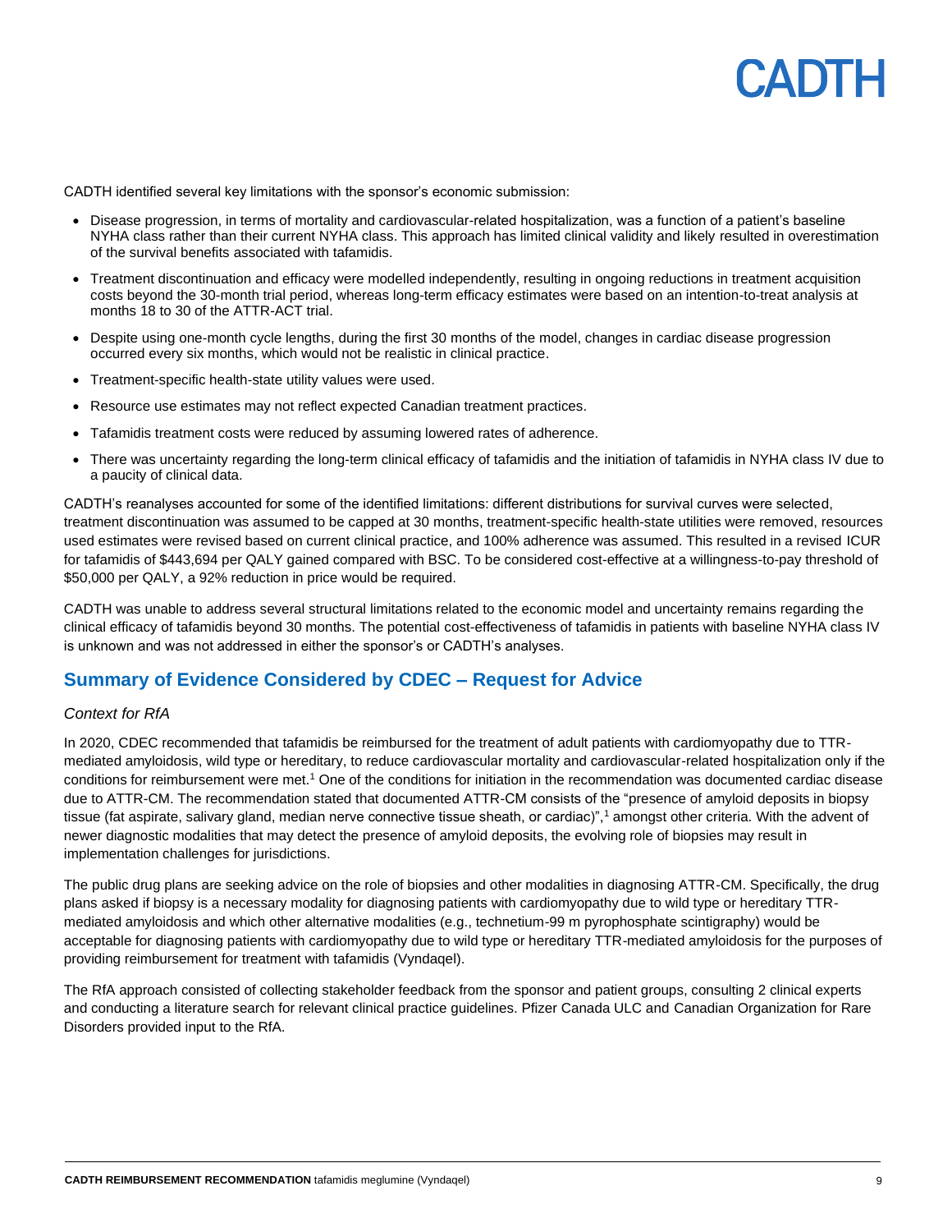CADTH identified several key limitations with the sponsor's economic submission:

- Disease progression, in terms of mortality and cardiovascular-related hospitalization, was a function of a patient's baseline NYHA class rather than their current NYHA class. This approach has limited clinical validity and likely resulted in overestimation of the survival benefits associated with tafamidis.
- Treatment discontinuation and efficacy were modelled independently, resulting in ongoing reductions in treatment acquisition costs beyond the 30-month trial period, whereas long-term efficacy estimates were based on an intention-to-treat analysis at months 18 to 30 of the ATTR-ACT trial.
- Despite using one-month cycle lengths, during the first 30 months of the model, changes in cardiac disease progression occurred every six months, which would not be realistic in clinical practice.
- Treatment-specific health-state utility values were used.
- Resource use estimates may not reflect expected Canadian treatment practices.
- Tafamidis treatment costs were reduced by assuming lowered rates of adherence.
- There was uncertainty regarding the long-term clinical efficacy of tafamidis and the initiation of tafamidis in NYHA class IV due to a paucity of clinical data.

CADTH's reanalyses accounted for some of the identified limitations: different distributions for survival curves were selected, treatment discontinuation was assumed to be capped at 30 months, treatment-specific health-state utilities were removed, resources used estimates were revised based on current clinical practice, and 100% adherence was assumed. This resulted in a revised ICUR for tafamidis of $443,694 per QALY gained compared with BSC. To be considered cost-effective at a willingness-to-pay threshold of $50,000 per QALY, a 92% reduction in price would be required.

CADTH was unable to address several structural limitations related to the economic model and uncertainty remains regarding the clinical efficacy of tafamidis beyond 30 months. The potential cost-effectiveness of tafamidis in patients with baseline NYHA class IV is unknown and was not addressed in either the sponsor's or CADTH's analyses.

## Summary of Evidence Considered by CDEC – Request for Advice

*Context for RfA*

In 2020, CDEC recommended that tafamidis be reimbursed for the treatment of adult patients with cardiomyopathy due to TTR-mediated amyloidosis, wild type or hereditary, to reduce cardiovascular mortality and cardiovascular-related hospitalization only if the conditions for reimbursement were met.[1] One of the conditions for initiation in the recommendation was documented cardiac disease due to ATTR-CM. The recommendation stated that documented ATTR-CM consists of the "presence of amyloid deposits in biopsy tissue (fat aspirate, salivary gland, median nerve connective tissue sheath, or cardiac)",[1] amongst other criteria. With the advent of newer diagnostic modalities that may detect the presence of amyloid deposits, the evolving role of biopsies may result in implementation challenges for jurisdictions.

The public drug plans are seeking advice on the role of biopsies and other modalities in diagnosing ATTR-CM. Specifically, the drug plans asked if biopsy is a necessary modality for diagnosing patients with cardiomyopathy due to wild type or hereditary TTR-mediated amyloidosis and which other alternative modalities (e.g., technetium-99 m pyrophosphate scintigraphy) would be acceptable for diagnosing patients with cardiomyopathy due to wild type or hereditary TTR-mediated amyloidosis for the purposes of providing reimbursement for treatment with tafamidis (Vyndaqel).

The RfA approach consisted of collecting stakeholder feedback from the sponsor and patient groups, consulting 2 clinical experts and conducting a literature search for relevant clinical practice guidelines. Pfizer Canada ULC and Canadian Organization for Rare Disorders provided input to the RfA.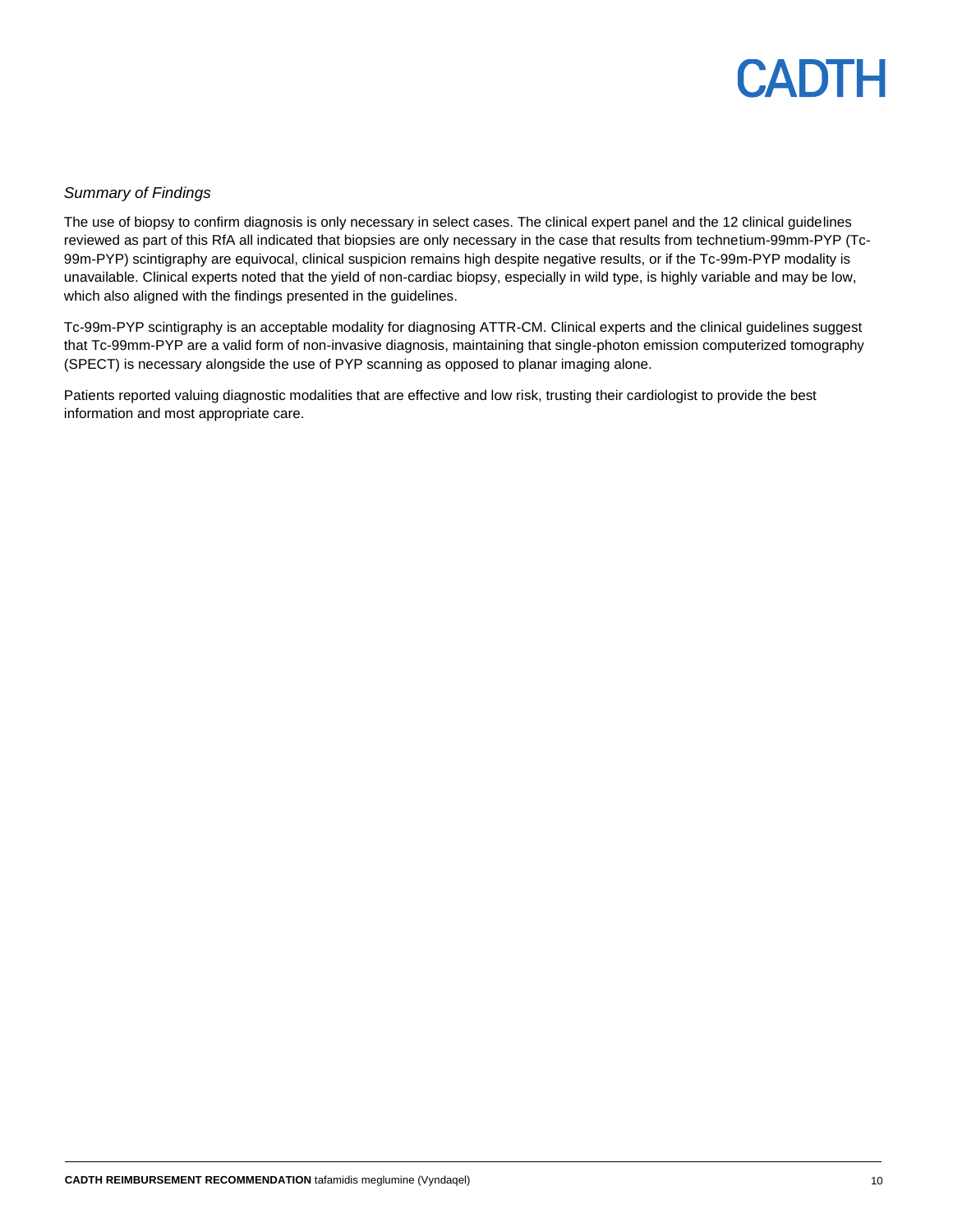*Summary of Findings*

The use of biopsy to confirm diagnosis is only necessary in select cases. The clinical expert panel and the 12 clinical guidelines reviewed as part of this RfA all indicated that biopsies are only necessary in the case that results from technetium-99mm-PYP (Tc-99m-PYP) scintigraphy are equivocal, clinical suspicion remains high despite negative results, or if the Tc-99m-PYP modality is unavailable. Clinical experts noted that the yield of non-cardiac biopsy, especially in wild type, is highly variable and may be low, which also aligned with the findings presented in the guidelines.

Tc-99m-PYP scintigraphy is an acceptable modality for diagnosing ATTR-CM. Clinical experts and the clinical guidelines suggest that Tc-99mm-PYP are a valid form of non-invasive diagnosis, maintaining that single-photon emission computerized tomography (SPECT) is necessary alongside the use of PYP scanning as opposed to planar imaging alone.

Patients reported valuing diagnostic modalities that are effective and low risk, trusting their cardiologist to provide the best information and most appropriate care.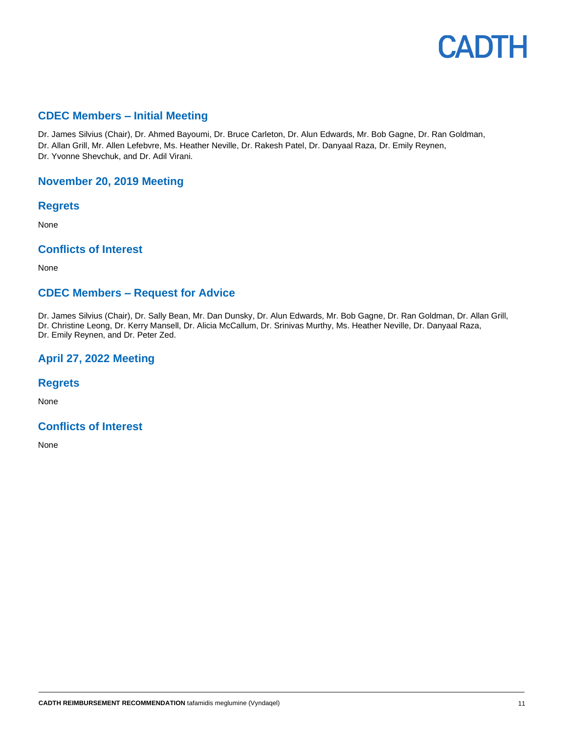## CDEC Members – Initial Meeting

Dr. James Silvius (Chair), Dr. Ahmed Bayoumi, Dr. Bruce Carleton, Dr. Alun Edwards, Mr. Bob Gagne, Dr. Ran Goldman, Dr. Allan Grill, Mr. Allen Lefebvre, Ms. Heather Neville, Dr. Rakesh Patel, Dr. Danyaal Raza, Dr. Emily Reynen, Dr. Yvonne Shevchuk, and Dr. Adil Virani.

## November 20, 2019 Meeting

### Regrets

None

### Conflicts of Interest

None

## CDEC Members – Request for Advice

Dr. James Silvius (Chair), Dr. Sally Bean, Mr. Dan Dunsky, Dr. Alun Edwards, Mr. Bob Gagne, Dr. Ran Goldman, Dr. Allan Grill, Dr. Christine Leong, Dr. Kerry Mansell, Dr. Alicia McCallum, Dr. Srinivas Murthy, Ms. Heather Neville, Dr. Danyaal Raza, Dr. Emily Reynen, and Dr. Peter Zed.

## April 27, 2022 Meeting

### Regrets

None

### Conflicts of Interest

None